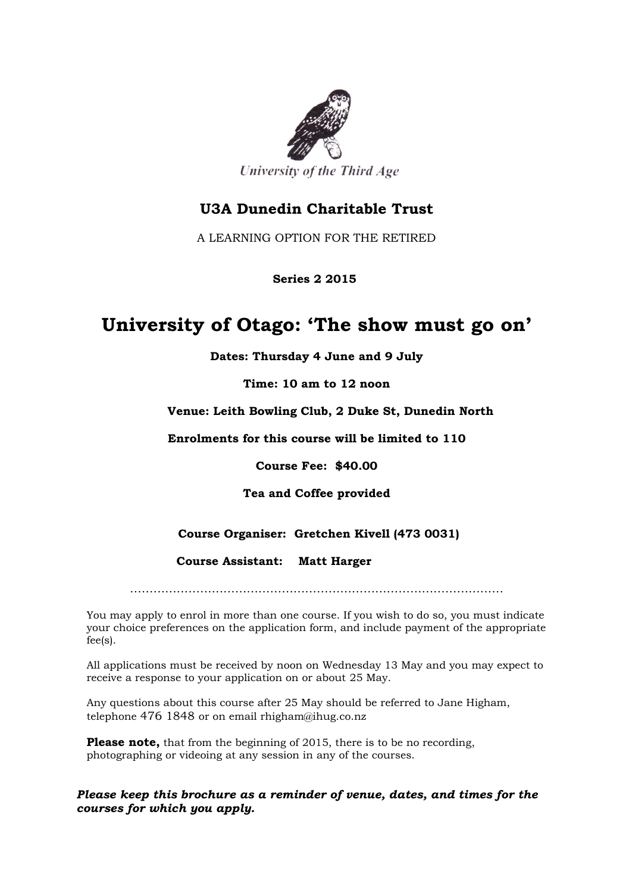University of the Third Age

## U3A Dunedin Charitable Trust

A LEARNING OPTION FOR THE RETIRED

**Series 2 2015**

# University of Otago: 'The show must go on'

**Dates: Thursday 4 June and 9 July**

**Time: 10 am to 12 noon**

**Venue: Leith Bowling Club, 2 Duke St, Dunedin North**

**Enrolments for this course will be limited to 110**

**Course Fee: $40.00**

**Tea and Coffee provided**

**Course Organiser: Gretchen Kivell (473 0031)**

**Course Assistant: Matt Harger**

.............................................................................................

You may apply to enrol in more than one course. If you wish to do so, you must indicate your choice preferences on the application form, and include payment of the appropriate fee(s).

All applications must be received by noon on Wednesday 13 May and you may expect to receive a response to your application on or about 25 May.

Any questions about this course after 25 May should be referred to Jane Higham, telephone 476 1848 or on email rhigham@ihug.co.nz

**Please note,** that from the beginning of 2015, there is to be no recording, photographing or videoing at any session in any of the courses.

***Please keep this brochure as a reminder of venue, dates, and times for the courses for which you apply.***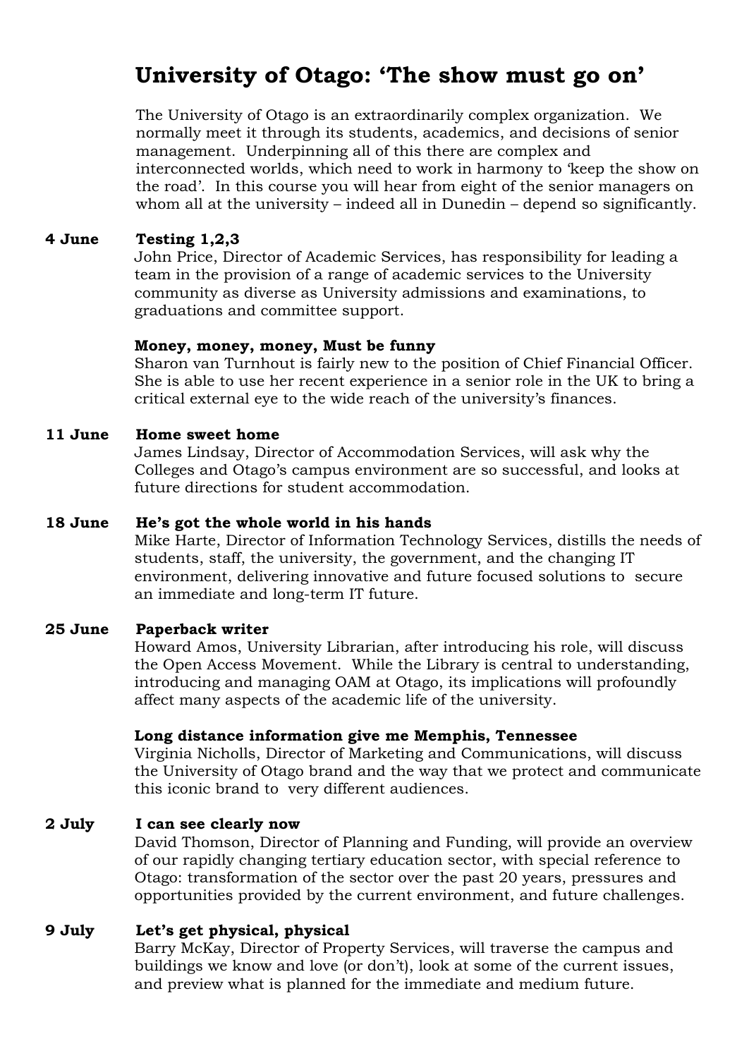# University of Otago: 'The show must go on'

The University of Otago is an extraordinarily complex organization. We normally meet it through its students, academics, and decisions of senior management. Underpinning all of this there are complex and interconnected worlds, which need to work in harmony to 'keep the show on the road'. In this course you will hear from eight of the senior managers on whom all at the university – indeed all in Dunedin – depend so significantly.

**4 June** **Testing 1,2,3**

John Price, Director of Academic Services, has responsibility for leading a team in the provision of a range of academic services to the University community as diverse as University admissions and examinations, to graduations and committee support.

**Money, money, money, Must be funny**

Sharon van Turnhout is fairly new to the position of Chief Financial Officer. She is able to use her recent experience in a senior role in the UK to bring a critical external eye to the wide reach of the university's finances.

**11 June** **Home sweet home**

James Lindsay, Director of Accommodation Services, will ask why the Colleges and Otago's campus environment are so successful, and looks at future directions for student accommodation.

**18 June** **He's got the whole world in his hands**

Mike Harte, Director of Information Technology Services, distills the needs of students, staff, the university, the government, and the changing IT environment, delivering innovative and future focused solutions to secure an immediate and long-term IT future.

**25 June** **Paperback writer**

Howard Amos, University Librarian, after introducing his role, will discuss the Open Access Movement. While the Library is central to understanding, introducing and managing OAM at Otago, its implications will profoundly affect many aspects of the academic life of the university.

**Long distance information give me Memphis, Tennessee**

Virginia Nicholls, Director of Marketing and Communications, will discuss the University of Otago brand and the way that we protect and communicate this iconic brand to very different audiences.

**2 July** **I can see clearly now**

David Thomson, Director of Planning and Funding, will provide an overview of our rapidly changing tertiary education sector, with special reference to Otago: transformation of the sector over the past 20 years, pressures and opportunities provided by the current environment, and future challenges.

**9 July** **Let's get physical, physical**

Barry McKay, Director of Property Services, will traverse the campus and buildings we know and love (or don't), look at some of the current issues, and preview what is planned for the immediate and medium future.